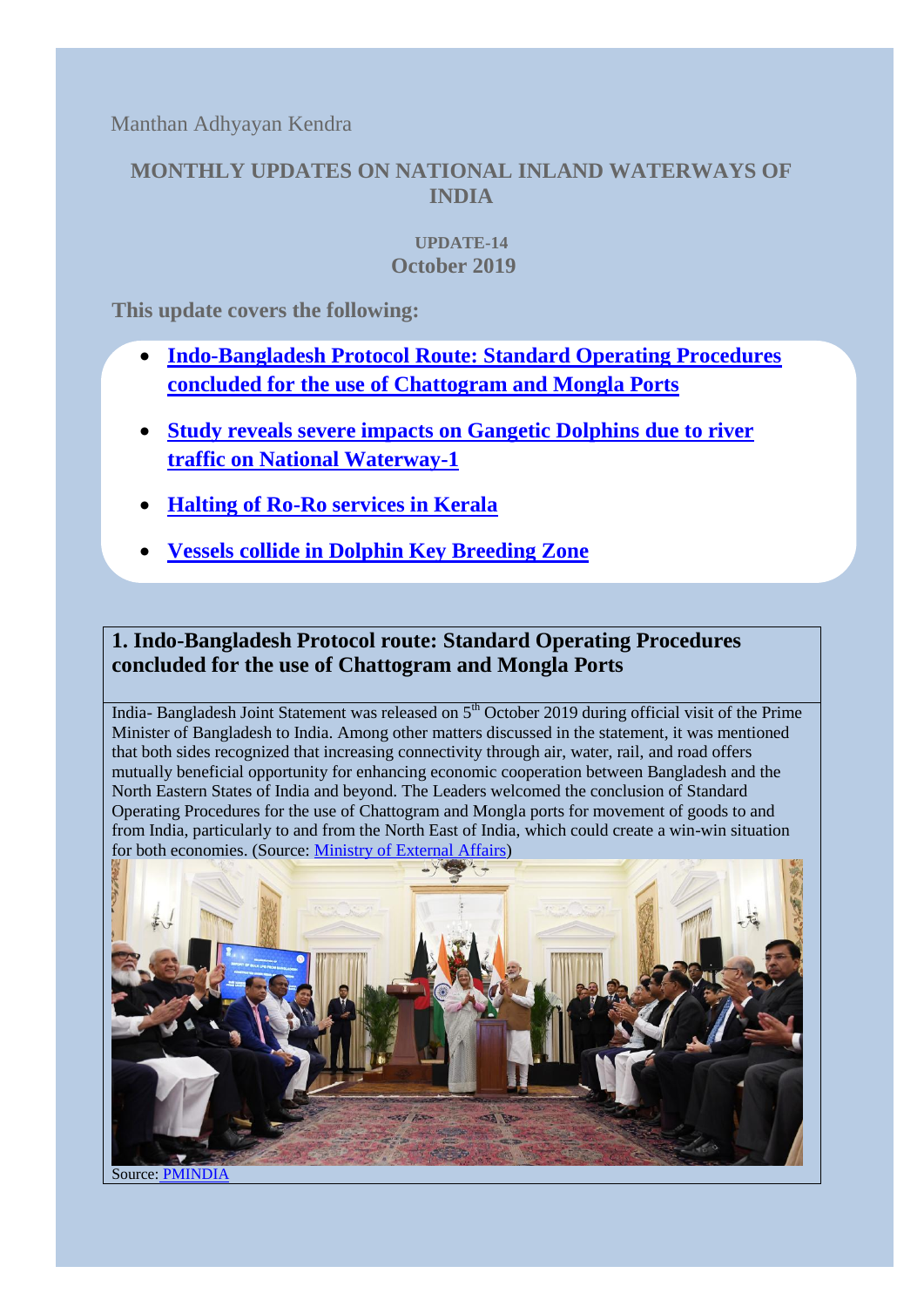Manthan Adhyayan Kendra

# MONTHLY UPDATES ON NATIONAL INLAND WATERWAYS OF INDIA

**UPDATE-14**

**October 2019**

**This update covers the following:**

- **Indo-Bangladesh Protocol Route: Standard Operating Procedures concluded for the use of Chattogram and Mongla Ports**
- **Study reveals severe impacts on Gangetic Dolphins due to river traffic on National Waterway-1**
- **Halting of Ro-Ro services in Kerala**
- **Vessels collide in Dolphin Key Breeding Zone**

## 1. Indo-Bangladesh Protocol route: Standard Operating Procedures concluded for the use of Chattogram and Mongla Ports

India- Bangladesh Joint Statement was released on 5th October 2019 during official visit of the Prime Minister of Bangladesh to India. Among other matters discussed in the statement, it was mentioned that both sides recognized that increasing connectivity through air, water, rail, and road offers mutually beneficial opportunity for enhancing economic cooperation between Bangladesh and the North Eastern States of India and beyond. The Leaders welcomed the conclusion of Standard Operating Procedures for the use of Chattogram and Mongla ports for movement of goods to and from India, particularly to and from the North East of India, which could create a win-win situation for both economies. (Source: Ministry of External Affairs)

Source: PMINDIA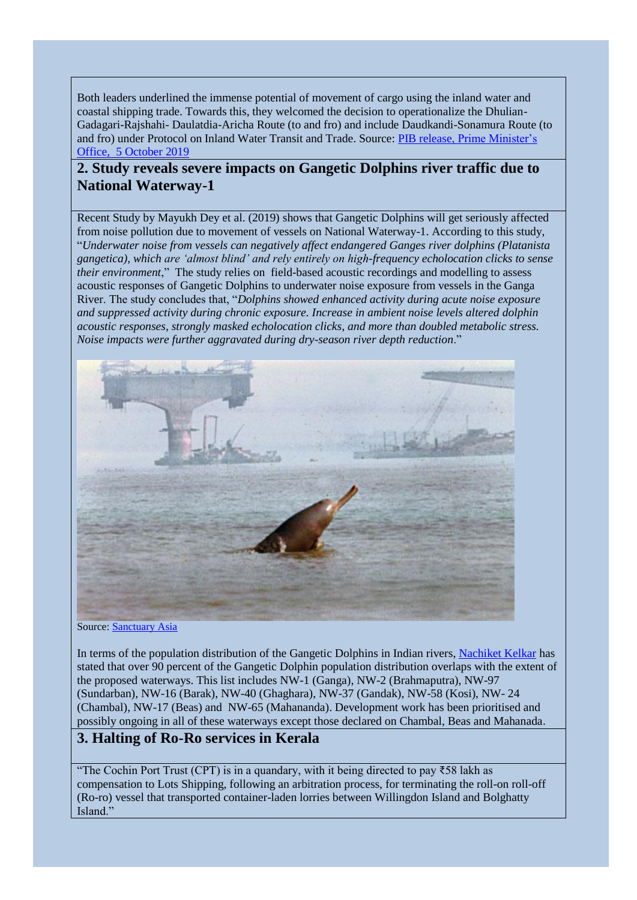Both leaders underlined the immense potential of movement of cargo using the inland water and coastal shipping trade. Towards this, they welcomed the decision to operationalize the Dhulian-Gadagari-Rajshahi- Daulatdia-Aricha Route (to and fro) and include Daudkandi-Sonamura Route (to and fro) under Protocol on Inland Water Transit and Trade. Source: [PIB release, Prime Minister's Office, 5 October 2019]

## 2. Study reveals severe impacts on Gangetic Dolphins river traffic due to National Waterway-1

Recent Study by Mayukh Dey et al. (2019) shows that Gangetic Dolphins will get seriously affected from noise pollution due to movement of vessels on National Waterway-1. According to this study, "*Underwater noise from vessels can negatively affect endangered Ganges river dolphins (Platanista gangetica), which are 'almost blind' and rely entirely on high-frequency echolocation clicks to sense their environment*," The study relies on field-based acoustic recordings and modelling to assess acoustic responses of Gangetic Dolphins to underwater noise exposure from vessels in the Ganga River. The study concludes that, "*Dolphins showed enhanced activity during acute noise exposure and suppressed activity during chronic exposure. Increase in ambient noise levels altered dolphin acoustic responses, strongly masked echolocation clicks, and more than doubled metabolic stress. Noise impacts were further aggravated during dry-season river depth reduction*."

Source: [Sanctuary Asia]

In terms of the population distribution of the Gangetic Dolphins in Indian rivers, [Nachiket Kelkar] has stated that over 90 percent of the Gangetic Dolphin population distribution overlaps with the extent of the proposed waterways. This list includes NW-1 (Ganga), NW-2 (Brahmaputra), NW-97 (Sundarban), NW-16 (Barak), NW-40 (Ghaghara), NW-37 (Gandak), NW-58 (Kosi), NW- 24 (Chambal), NW-17 (Beas) and NW-65 (Mahananda). Development work has been prioritised and possibly ongoing in all of these waterways except those declared on Chambal, Beas and Mahanada.

## 3. Halting of Ro-Ro services in Kerala

"The Cochin Port Trust (CPT) is in a quandary, with it being directed to pay ₹58 lakh as compensation to Lots Shipping, following an arbitration process, for terminating the roll-on roll-off (Ro-ro) vessel that transported container-laden lorries between Willingdon Island and Bolghatty Island."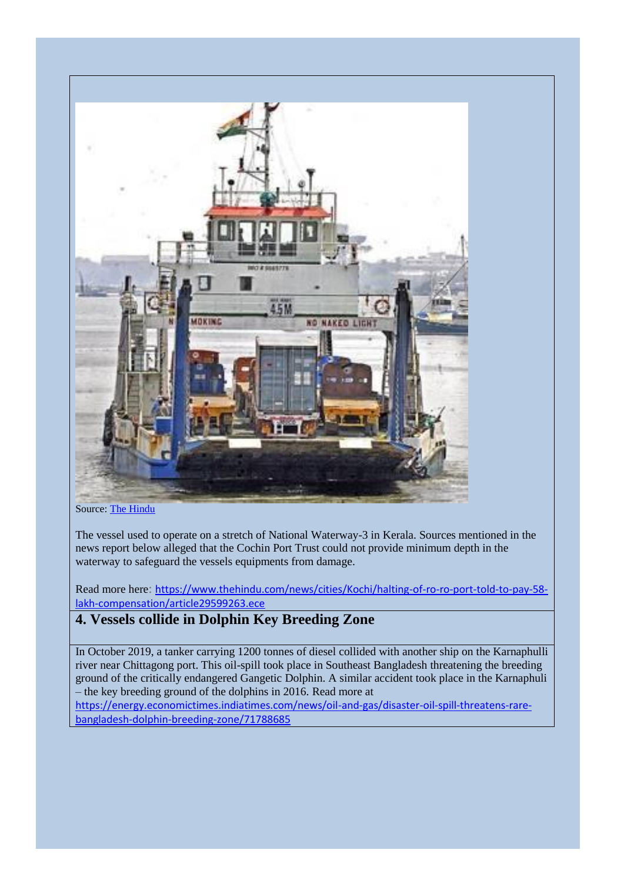Source: [The Hindu](https://www.thehindu.com)

The vessel used to operate on a stretch of National Waterway-3 in Kerala. Sources mentioned in the news report below alleged that the Cochin Port Trust could not provide minimum depth in the waterway to safeguard the vessels equipments from damage.

Read more here: https://www.thehindu.com/news/cities/Kochi/halting-of-ro-ro-port-told-to-pay-58-lakh-compensation/article29599263.ece

## 4. Vessels collide in Dolphin Key Breeding Zone

In October 2019, a tanker carrying 1200 tonnes of diesel collided with another ship on the Karnaphulli river near Chittagong port. This oil-spill took place in Southeast Bangladesh threatening the breeding ground of the critically endangered Gangetic Dolphin. A similar accident took place in the Karnaphuli – the key breeding ground of the dolphins in 2016. Read more at https://energy.economictimes.indiatimes.com/news/oil-and-gas/disaster-oil-spill-threatens-rare-bangladesh-dolphin-breeding-zone/71788685